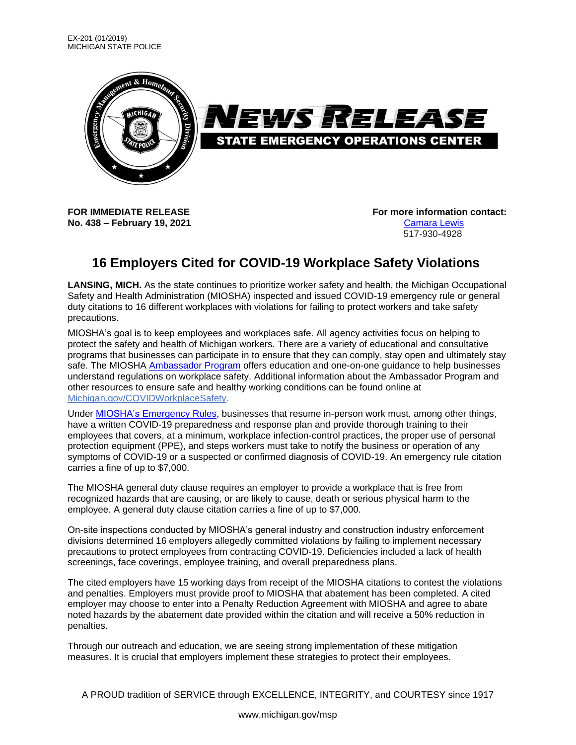EX-201 (01/2019)
MICHIGAN STATE POLICE

NEWS RELEASE
STATE EMERGENCY OPERATIONS CENTER

**FOR IMMEDIATE RELEASE**
**No. 438 – February 19, 2021**

**For more information contact:**
Camara Lewis
517-930-4928

# 16 Employers Cited for COVID-19 Workplace Safety Violations

**LANSING, MICH.** As the state continues to prioritize worker safety and health, the Michigan Occupational Safety and Health Administration (MIOSHA) inspected and issued COVID-19 emergency rule or general duty citations to 16 different workplaces with violations for failing to protect workers and take safety precautions.

MIOSHA's goal is to keep employees and workplaces safe. All agency activities focus on helping to protect the safety and health of Michigan workers. There are a variety of educational and consultative programs that businesses can participate in to ensure that they can comply, stay open and ultimately stay safe. The MIOSHA Ambassador Program offers education and one-on-one guidance to help businesses understand regulations on workplace safety. Additional information about the Ambassador Program and other resources to ensure safe and healthy working conditions can be found online at Michigan.gov/COVIDWorkplaceSafety.

Under MIOSHA's Emergency Rules, businesses that resume in-person work must, among other things, have a written COVID-19 preparedness and response plan and provide thorough training to their employees that covers, at a minimum, workplace infection-control practices, the proper use of personal protection equipment (PPE), and steps workers must take to notify the business or operation of any symptoms of COVID-19 or a suspected or confirmed diagnosis of COVID-19. An emergency rule citation carries a fine of up to $7,000.

The MIOSHA general duty clause requires an employer to provide a workplace that is free from recognized hazards that are causing, or are likely to cause, death or serious physical harm to the employee. A general duty clause citation carries a fine of up to $7,000.

On-site inspections conducted by MIOSHA's general industry and construction industry enforcement divisions determined 16 employers allegedly committed violations by failing to implement necessary precautions to protect employees from contracting COVID-19. Deficiencies included a lack of health screenings, face coverings, employee training, and overall preparedness plans.

The cited employers have 15 working days from receipt of the MIOSHA citations to contest the violations and penalties. Employers must provide proof to MIOSHA that abatement has been completed. A cited employer may choose to enter into a Penalty Reduction Agreement with MIOSHA and agree to abate noted hazards by the abatement date provided within the citation and will receive a 50% reduction in penalties.

Through our outreach and education, we are seeing strong implementation of these mitigation measures. It is crucial that employers implement these strategies to protect their employees.

A PROUD tradition of SERVICE through EXCELLENCE, INTEGRITY, and COURTESY since 1917

www.michigan.gov/msp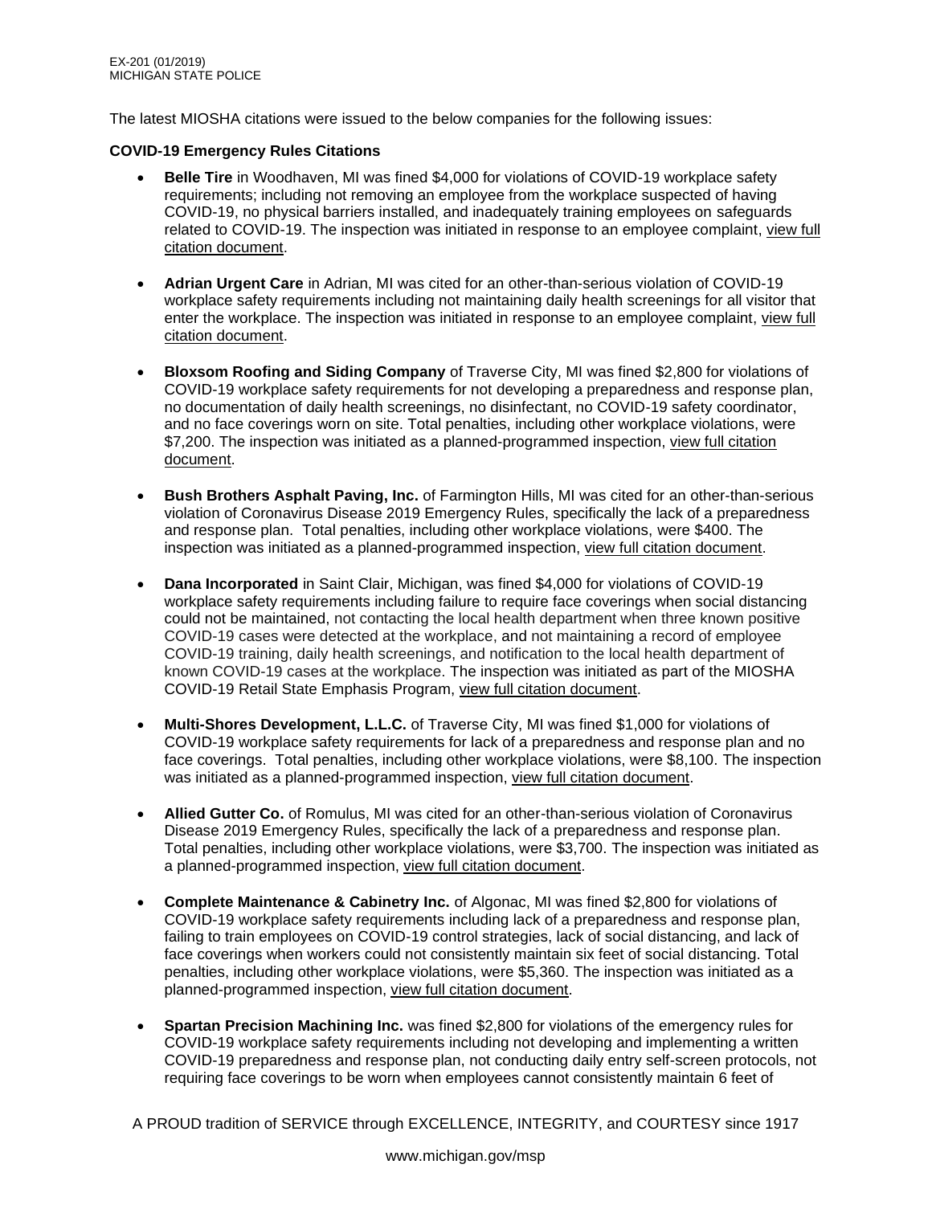The latest MIOSHA citations were issued to the below companies for the following issues:

**COVID-19 Emergency Rules Citations**

- **Belle Tire** in Woodhaven, MI was fined $4,000 for violations of COVID-19 workplace safety requirements; including not removing an employee from the workplace suspected of having COVID-19, no physical barriers installed, and inadequately training employees on safeguards related to COVID-19. The inspection was initiated in response to an employee complaint, view full citation document.

- **Adrian Urgent Care** in Adrian, MI was cited for an other-than-serious violation of COVID-19 workplace safety requirements including not maintaining daily health screenings for all visitor that enter the workplace. The inspection was initiated in response to an employee complaint, view full citation document.

- **Bloxsom Roofing and Siding Company** of Traverse City, MI was fined $2,800 for violations of COVID-19 workplace safety requirements for not developing a preparedness and response plan, no documentation of daily health screenings, no disinfectant, no COVID-19 safety coordinator, and no face coverings worn on site. Total penalties, including other workplace violations, were $7,200. The inspection was initiated as a planned-programmed inspection, view full citation document.

- **Bush Brothers Asphalt Paving, Inc.** of Farmington Hills, MI was cited for an other-than-serious violation of Coronavirus Disease 2019 Emergency Rules, specifically the lack of a preparedness and response plan. Total penalties, including other workplace violations, were $400. The inspection was initiated as a planned-programmed inspection, view full citation document.

- **Dana Incorporated** in Saint Clair, Michigan, was fined $4,000 for violations of COVID-19 workplace safety requirements including failure to require face coverings when social distancing could not be maintained, not contacting the local health department when three known positive COVID-19 cases were detected at the workplace, and not maintaining a record of employee COVID-19 training, daily health screenings, and notification to the local health department of known COVID-19 cases at the workplace. The inspection was initiated as part of the MIOSHA COVID-19 Retail State Emphasis Program, view full citation document.

- **Multi-Shores Development, L.L.C.** of Traverse City, MI was fined $1,000 for violations of COVID-19 workplace safety requirements for lack of a preparedness and response plan and no face coverings. Total penalties, including other workplace violations, were $8,100. The inspection was initiated as a planned-programmed inspection, view full citation document.

- **Allied Gutter Co.** of Romulus, MI was cited for an other-than-serious violation of Coronavirus Disease 2019 Emergency Rules, specifically the lack of a preparedness and response plan. Total penalties, including other workplace violations, were $3,700. The inspection was initiated as a planned-programmed inspection, view full citation document.

- **Complete Maintenance & Cabinetry Inc.** of Algonac, MI was fined $2,800 for violations of COVID-19 workplace safety requirements including lack of a preparedness and response plan, failing to train employees on COVID-19 control strategies, lack of social distancing, and lack of face coverings when workers could not consistently maintain six feet of social distancing. Total penalties, including other workplace violations, were $5,360. The inspection was initiated as a planned-programmed inspection, view full citation document.

- **Spartan Precision Machining Inc.** was fined $2,800 for violations of the emergency rules for COVID-19 workplace safety requirements including not developing and implementing a written COVID-19 preparedness and response plan, not conducting daily entry self-screen protocols, not requiring face coverings to be worn when employees cannot consistently maintain 6 feet of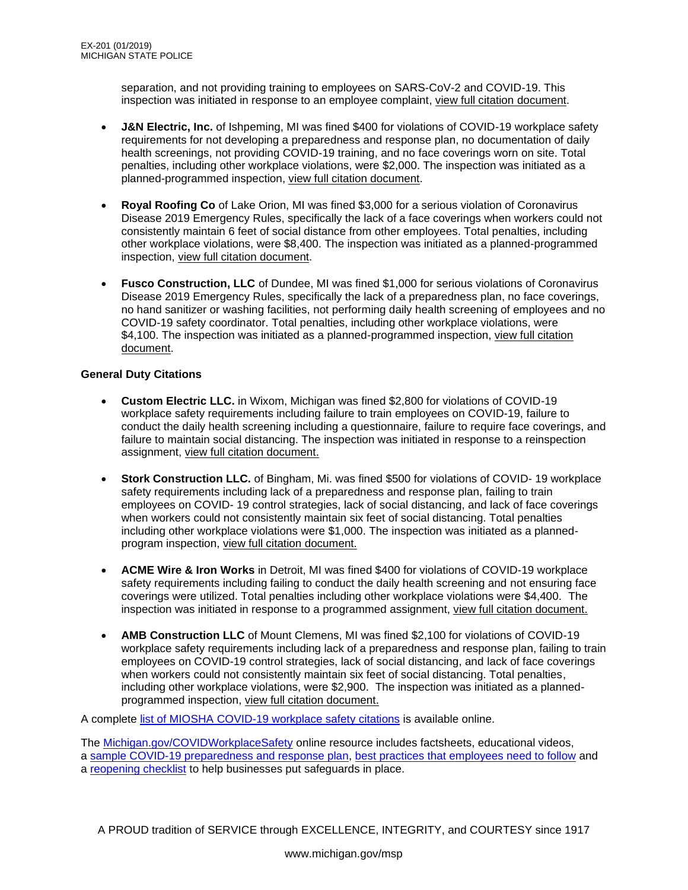separation, and not providing training to employees on SARS-CoV-2 and COVID-19. This inspection was initiated in response to an employee complaint, view full citation document.

- **J&N Electric, Inc.** of Ishpeming, MI was fined $400 for violations of COVID-19 workplace safety requirements for not developing a preparedness and response plan, no documentation of daily health screenings, not providing COVID-19 training, and no face coverings worn on site. Total penalties, including other workplace violations, were $2,000. The inspection was initiated as a planned-programmed inspection, view full citation document.

- **Royal Roofing Co** of Lake Orion, MI was fined $3,000 for a serious violation of Coronavirus Disease 2019 Emergency Rules, specifically the lack of a face coverings when workers could not consistently maintain 6 feet of social distance from other employees. Total penalties, including other workplace violations, were $8,400. The inspection was initiated as a planned-programmed inspection, view full citation document.

- **Fusco Construction, LLC** of Dundee, MI was fined $1,000 for serious violations of Coronavirus Disease 2019 Emergency Rules, specifically the lack of a preparedness plan, no face coverings, no hand sanitizer or washing facilities, not performing daily health screening of employees and no COVID-19 safety coordinator. Total penalties, including other workplace violations, were $4,100. The inspection was initiated as a planned-programmed inspection, view full citation document.

**General Duty Citations**

- **Custom Electric LLC.** in Wixom, Michigan was fined $2,800 for violations of COVID-19 workplace safety requirements including failure to train employees on COVID-19, failure to conduct the daily health screening including a questionnaire, failure to require face coverings, and failure to maintain social distancing. The inspection was initiated in response to a reinspection assignment, view full citation document.

- **Stork Construction LLC.** of Bingham, Mi. was fined $500 for violations of COVID- 19 workplace safety requirements including lack of a preparedness and response plan, failing to train employees on COVID- 19 control strategies, lack of social distancing, and lack of face coverings when workers could not consistently maintain six feet of social distancing. Total penalties including other workplace violations were $1,000. The inspection was initiated as a planned-program inspection, view full citation document.

- **ACME Wire & Iron Works** in Detroit, MI was fined $400 for violations of COVID-19 workplace safety requirements including failing to conduct the daily health screening and not ensuring face coverings were utilized. Total penalties including other workplace violations were $4,400. The inspection was initiated in response to a programmed assignment, view full citation document.

- **AMB Construction LLC** of Mount Clemens, MI was fined $2,100 for violations of COVID-19 workplace safety requirements including lack of a preparedness and response plan, failing to train employees on COVID-19 control strategies, lack of social distancing, and lack of face coverings when workers could not consistently maintain six feet of social distancing. Total penalties, including other workplace violations, were $2,900. The inspection was initiated as a planned-programmed inspection, view full citation document.

A complete list of MIOSHA COVID-19 workplace safety citations is available online.

The Michigan.gov/COVIDWorkplaceSafety online resource includes factsheets, educational videos, a sample COVID-19 preparedness and response plan, best practices that employees need to follow and a reopening checklist to help businesses put safeguards in place.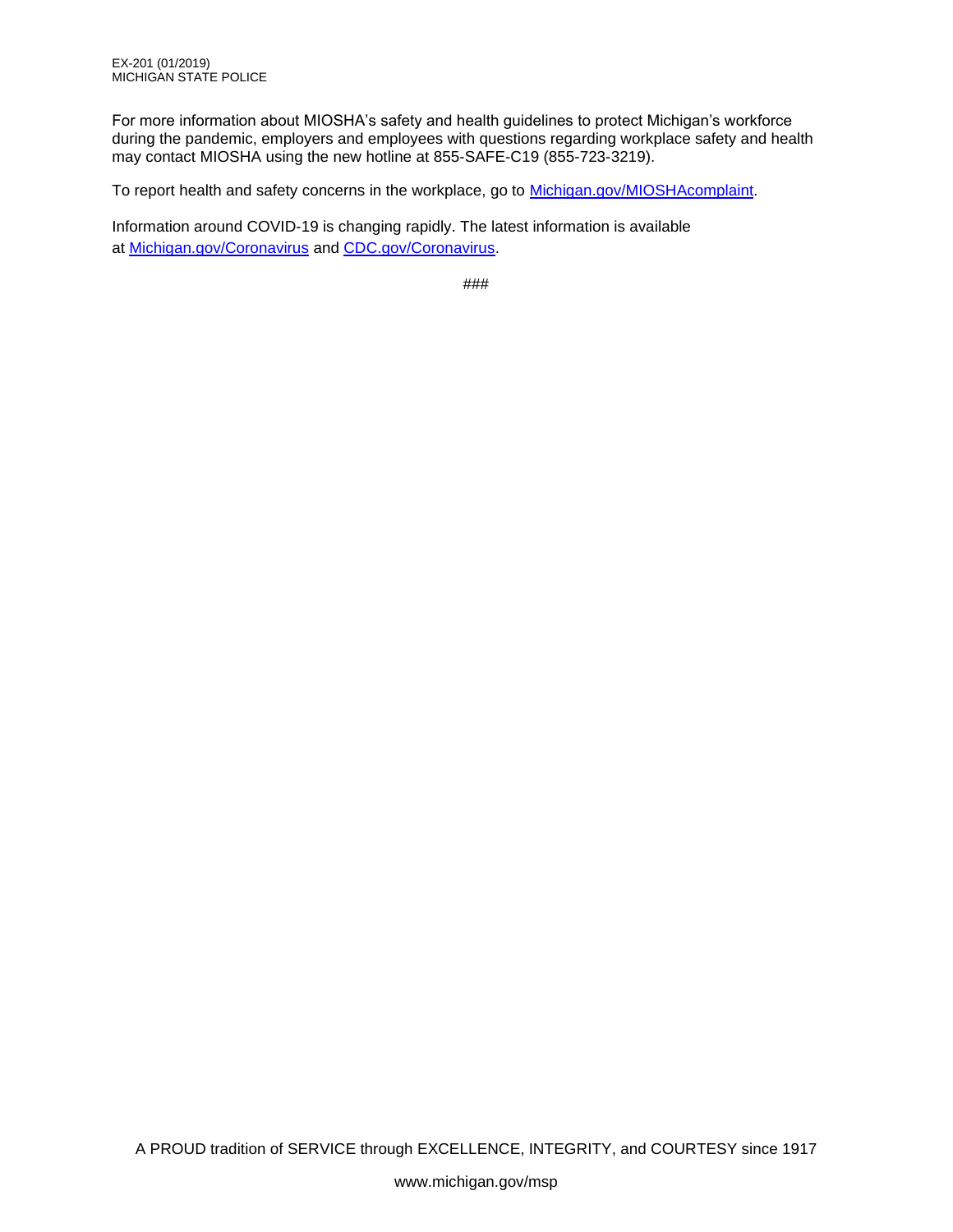For more information about MIOSHA's safety and health guidelines to protect Michigan's workforce during the pandemic, employers and employees with questions regarding workplace safety and health may contact MIOSHA using the new hotline at 855-SAFE-C19 (855-723-3219).

To report health and safety concerns in the workplace, go to Michigan.gov/MIOSHAcomplaint.

Information around COVID-19 is changing rapidly. The latest information is available at Michigan.gov/Coronavirus and CDC.gov/Coronavirus.

###